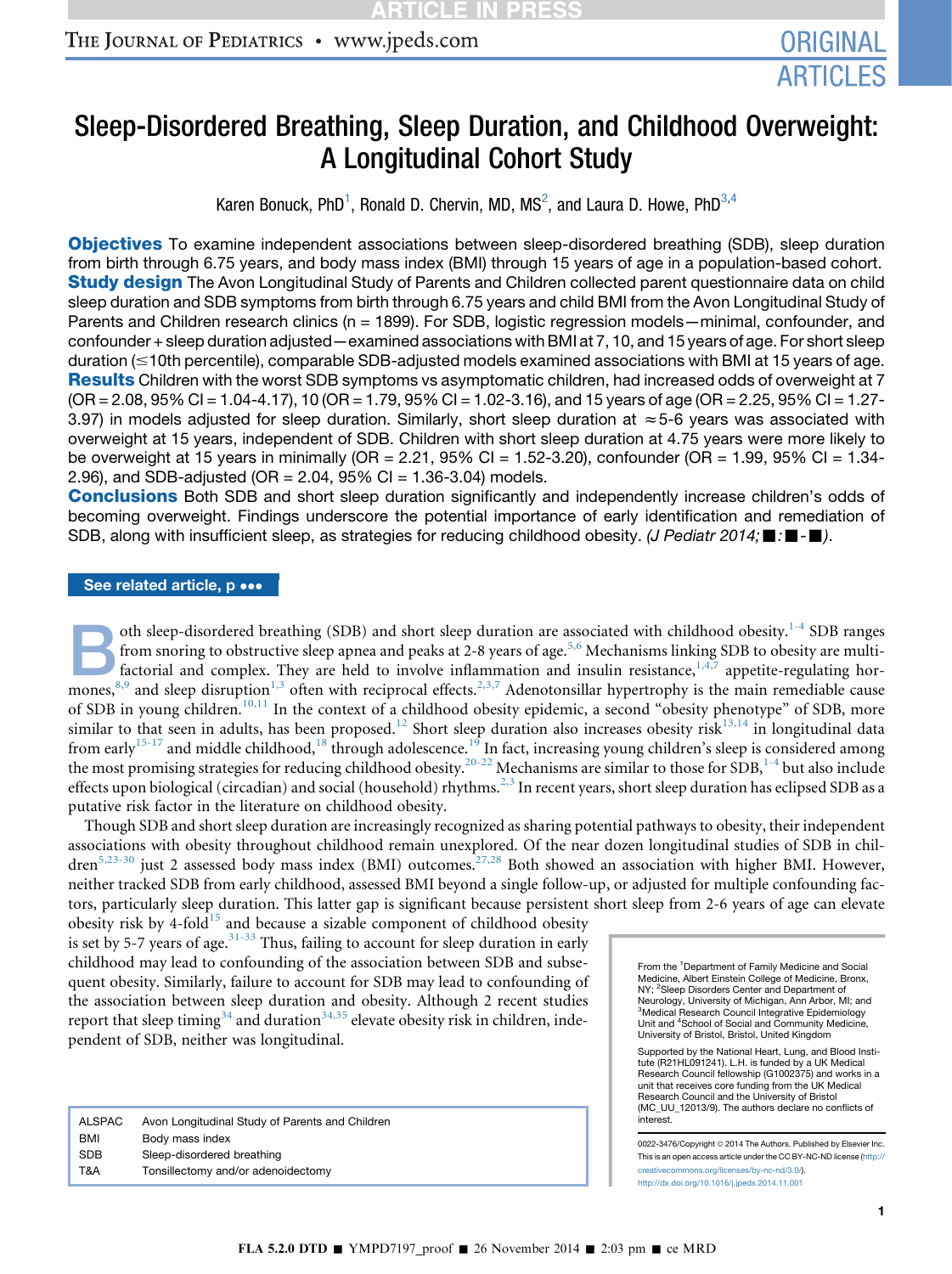# Sleep-Disordered Breathing, Sleep Duration, and Childhood Overweight: A Longitudinal Cohort Study

Karen Bonuck, PhD[1], Ronald D. Chervin, MD, MS[2], and Laura D. Howe, PhD[3,4]

**Objectives** To examine independent associations between sleep-disordered breathing (SDB), sleep duration from birth through 6.75 years, and body mass index (BMI) through 15 years of age in a population-based cohort.

**Study design** The Avon Longitudinal Study of Parents and Children collected parent questionnaire data on child sleep duration and SDB symptoms from birth through 6.75 years and child BMI from the Avon Longitudinal Study of Parents and Children research clinics (n = 1899). For SDB, logistic regression models—minimal, confounder, and confounder + sleep duration adjusted—examined associations with BMI at 7, 10, and 15 years of age. For short sleep duration (≤10th percentile), comparable SDB-adjusted models examined associations with BMI at 15 years of age.

**Results** Children with the worst SDB symptoms vs asymptomatic children, had increased odds of overweight at 7 (OR = 2.08, 95% CI = 1.04-4.17), 10 (OR = 1.79, 95% CI = 1.02-3.16), and 15 years of age (OR = 2.25, 95% CI = 1.27-3.97) in models adjusted for sleep duration. Similarly, short sleep duration at ≈5-6 years was associated with overweight at 15 years, independent of SDB. Children with short sleep duration at 4.75 years were more likely to be overweight at 15 years in minimally (OR = 2.21, 95% CI = 1.52-3.20), confounder (OR = 1.99, 95% CI = 1.34-2.96), and SDB-adjusted (OR = 2.04, 95% CI = 1.36-3.04) models.

**Conclusions** Both SDB and short sleep duration significantly and independently increase children's odds of becoming overweight. Findings underscore the potential importance of early identification and remediation of SDB, along with insufficient sleep, as strategies for reducing childhood obesity. *(J Pediatr 2014;■:■-■).*

See related article, p •••

Both sleep-disordered breathing (SDB) and short sleep duration are associated with childhood obesity.[1-4] SDB ranges from snoring to obstructive sleep apnea and peaks at 2-8 years of age.[5,6] Mechanisms linking SDB to obesity are multifactorial and complex. They are held to involve inflammation and insulin resistance,[1,4,7] appetite-regulating hormones,[8,9] and sleep disruption[1,3] often with reciprocal effects.[2,3,7] Adenotonsillar hypertrophy is the main remediable cause of SDB in young children.[10,11] In the context of a childhood obesity epidemic, a second "obesity phenotype" of SDB, more similar to that seen in adults, has been proposed.[12] Short sleep duration also increases obesity risk[13,14] in longitudinal data from early[15-17] and middle childhood,[18] through adolescence.[19] In fact, increasing young children's sleep is considered among the most promising strategies for reducing childhood obesity.[20-22] Mechanisms are similar to those for SDB,[1-4] but also include effects upon biological (circadian) and social (household) rhythms.[2,3] In recent years, short sleep duration has eclipsed SDB as a putative risk factor in the literature on childhood obesity.

Though SDB and short sleep duration are increasingly recognized as sharing potential pathways to obesity, their independent associations with obesity throughout childhood remain unexplored. Of the near dozen longitudinal studies of SDB in children[5,23-30] just 2 assessed body mass index (BMI) outcomes.[27,28] Both showed an association with higher BMI. However, neither tracked SDB from early childhood, assessed BMI beyond a single follow-up, or adjusted for multiple confounding factors, particularly sleep duration. This latter gap is significant because persistent short sleep from 2-6 years of age can elevate obesity risk by 4-fold[15] and because a sizable component of childhood obesity is set by 5-7 years of age.[31-33] Thus, failing to account for sleep duration in early childhood may lead to confounding of the association between SDB and subsequent obesity. Similarly, failure to account for SDB may lead to confounding of the association between sleep duration and obesity. Although 2 recent studies report that sleep timing[34] and duration[34,35] elevate obesity risk in children, independent of SDB, neither was longitudinal.

| | |
|---|---|
| ALSPAC | Avon Longitudinal Study of Parents and Children |
| BMI | Body mass index |
| SDB | Sleep-disordered breathing |
| T&A | Tonsillectomy and/or adenoidectomy |

From the [1]Department of Family Medicine and Social Medicine, Albert Einstein College of Medicine, Bronx, NY; [2]Sleep Disorders Center and Department of Neurology, University of Michigan, Ann Arbor, MI; and [3]Medical Research Council Integrative Epidemiology Unit and [4]School of Social and Community Medicine, University of Bristol, Bristol, United Kingdom

Supported by the National Heart, Lung, and Blood Institute (R21HL091241). L.H. is funded by a UK Medical Research Council fellowship (G1002375) and works in a unit that receives core funding from the UK Medical Research Council and the University of Bristol (MC_UU_12013/9). The authors declare no conflicts of interest.

0022-3476/Copyright © 2014 The Authors. Published by Elsevier Inc. This is an open access article under the CC BY-NC-ND license (http://creativecommons.org/licenses/by-nc-nd/3.0/). http://dx.doi.org/10.1016/j.jpeds.2014.11.001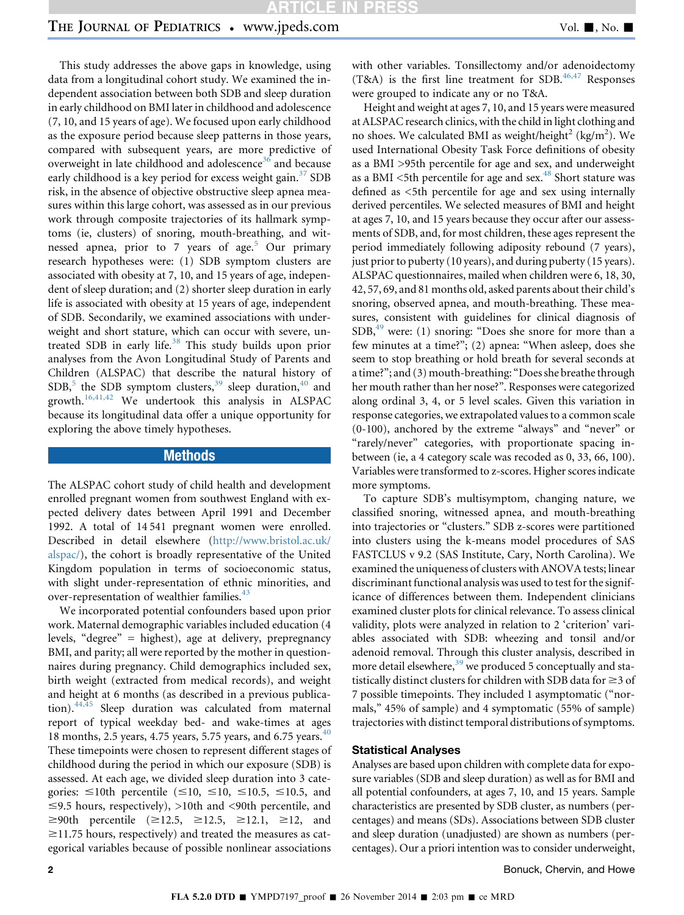This study addresses the above gaps in knowledge, using data from a longitudinal cohort study. We examined the independent association between both SDB and sleep duration in early childhood on BMI later in childhood and adolescence (7, 10, and 15 years of age). We focused upon early childhood as the exposure period because sleep patterns in those years, compared with subsequent years, are more predictive of overweight in late childhood and adolescence[36] and because early childhood is a key period for excess weight gain.[37] SDB risk, in the absence of objective obstructive sleep apnea measures within this large cohort, was assessed as in our previous work through composite trajectories of its hallmark symptoms (ie, clusters) of snoring, mouth-breathing, and witnessed apnea, prior to 7 years of age.[5] Our primary research hypotheses were: (1) SDB symptom clusters are associated with obesity at 7, 10, and 15 years of age, independent of sleep duration; and (2) shorter sleep duration in early life is associated with obesity at 15 years of age, independent of SDB. Secondarily, we examined associations with underweight and short stature, which can occur with severe, untreated SDB in early life.[38] This study builds upon prior analyses from the Avon Longitudinal Study of Parents and Children (ALSPAC) that describe the natural history of SDB,[5] the SDB symptom clusters,[39] sleep duration,[40] and growth.[16,41,42] We undertook this analysis in ALSPAC because its longitudinal data offer a unique opportunity for exploring the above timely hypotheses.

## Methods

The ALSPAC cohort study of child health and development enrolled pregnant women from southwest England with expected delivery dates between April 1991 and December 1992. A total of 14 541 pregnant women were enrolled. Described in detail elsewhere (http://www.bristol.ac.uk/alspac/), the cohort is broadly representative of the United Kingdom population in terms of socioeconomic status, with slight under-representation of ethnic minorities, and over-representation of wealthier families.[43]

We incorporated potential confounders based upon prior work. Maternal demographic variables included education (4 levels, "degree" = highest), age at delivery, prepregnancy BMI, and parity; all were reported by the mother in questionnaires during pregnancy. Child demographics included sex, birth weight (extracted from medical records), and weight and height at 6 months (as described in a previous publication).[44,45] Sleep duration was calculated from maternal report of typical weekday bed- and wake-times at ages 18 months, 2.5 years, 4.75 years, 5.75 years, and 6.75 years.[40] These timepoints were chosen to represent different stages of childhood during the period in which our exposure (SDB) is assessed. At each age, we divided sleep duration into 3 categories: ≤10th percentile (≤10, ≤10, ≤10.5, ≤10.5, and ≤9.5 hours, respectively), >10th and <90th percentile, and ≥90th percentile (≥12.5, ≥12.5, ≥12.1, ≥12, and ≥11.75 hours, respectively) and treated the measures as categorical variables because of possible nonlinear associations with other variables. Tonsillectomy and/or adenoidectomy (T&A) is the first line treatment for SDB.[46,47] Responses were grouped to indicate any or no T&A.

Height and weight at ages 7, 10, and 15 years were measured at ALSPAC research clinics, with the child in light clothing and no shoes. We calculated BMI as weight/height$^2$ (kg/m$^2$). We used International Obesity Task Force definitions of obesity as a BMI >95th percentile for age and sex, and underweight as a BMI <5th percentile for age and sex.[48] Short stature was defined as <5th percentile for age and sex using internally derived percentiles. We selected measures of BMI and height at ages 7, 10, and 15 years because they occur after our assessments of SDB, and, for most children, these ages represent the period immediately following adiposity rebound (7 years), just prior to puberty (10 years), and during puberty (15 years). ALSPAC questionnaires, mailed when children were 6, 18, 30, 42, 57, 69, and 81 months old, asked parents about their child's snoring, observed apnea, and mouth-breathing. These measures, consistent with guidelines for clinical diagnosis of SDB,[49] were: (1) snoring: "Does she snore for more than a few minutes at a time?"; (2) apnea: "When asleep, does she seem to stop breathing or hold breath for several seconds at a time?"; and (3) mouth-breathing: "Does she breathe through her mouth rather than her nose?". Responses were categorized along ordinal 3, 4, or 5 level scales. Given this variation in response categories, we extrapolated values to a common scale (0-100), anchored by the extreme "always" and "never" or "rarely/never" categories, with proportionate spacing in-between (ie, a 4 category scale was recoded as 0, 33, 66, 100). Variables were transformed to z-scores. Higher scores indicate more symptoms.

To capture SDB's multisymptom, changing nature, we classified snoring, witnessed apnea, and mouth-breathing into trajectories or "clusters." SDB z-scores were partitioned into clusters using the k-means model procedures of SAS FASTCLUS v 9.2 (SAS Institute, Cary, North Carolina). We examined the uniqueness of clusters with ANOVA tests; linear discriminant functional analysis was used to test for the significance of differences between them. Independent clinicians examined cluster plots for clinical relevance. To assess clinical validity, plots were analyzed in relation to 2 'criterion' variables associated with SDB: wheezing and tonsil and/or adenoid removal. Through this cluster analysis, described in more detail elsewhere,[39] we produced 5 conceptually and statistically distinct clusters for children with SDB data for ≥3 of 7 possible timepoints. They included 1 asymptomatic ("normals," 45% of sample) and 4 symptomatic (55% of sample) trajectories with distinct temporal distributions of symptoms.

### Statistical Analyses

Analyses are based upon children with complete data for exposure variables (SDB and sleep duration) as well as for BMI and all potential confounders, at ages 7, 10, and 15 years. Sample characteristics are presented by SDB cluster, as numbers (percentages) and means (SDs). Associations between SDB cluster and sleep duration (unadjusted) are shown as numbers (percentages). Our a priori intention was to consider underweight,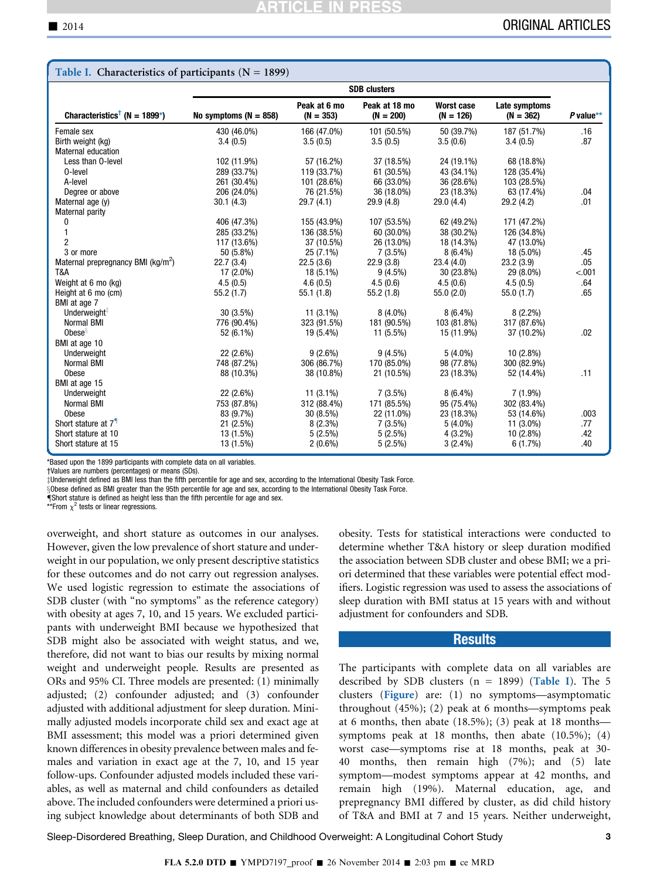**Table I. Characteristics of participants (N = 1899)**

| Characteristics[†] (N = 1899*) | No symptoms (N = 858) | Peak at 6 mo (N = 353) | Peak at 18 mo (N = 200) | Worst case (N = 126) | Late symptoms (N = 362) | P value** |
|---|---|---|---|---|---|---|
| | SDB clusters | | | | | |
| Female sex | 430 (46.0%) | 166 (47.0%) | 101 (50.5%) | 50 (39.7%) | 187 (51.7%) | .16 |
| Birth weight (kg) | 3.4 (0.5) | 3.5 (0.5) | 3.5 (0.5) | 3.5 (0.6) | 3.4 (0.5) | .87 |
| Maternal education | | | | | | |
| Less than O-level | 102 (11.9%) | 57 (16.2%) | 37 (18.5%) | 24 (19.1%) | 68 (18.8%) | |
| O-level | 289 (33.7%) | 119 (33.7%) | 61 (30.5%) | 43 (34.1%) | 128 (35.4%) | |
| A-level | 261 (30.4%) | 101 (28.6%) | 66 (33.0%) | 36 (28.6%) | 103 (28.5%) | |
| Degree or above | 206 (24.0%) | 76 (21.5%) | 36 (18.0%) | 23 (18.3%) | 63 (17.4%) | .04 |
| Maternal age (y) | 30.1 (4.3) | 29.7 (4.1) | 29.9 (4.8) | 29.0 (4.4) | 29.2 (4.2) | .01 |
| Maternal parity | | | | | | |
| 0 | 406 (47.3%) | 155 (43.9%) | 107 (53.5%) | 62 (49.2%) | 171 (47.2%) | |
| 1 | 285 (33.2%) | 136 (38.5%) | 60 (30.0%) | 38 (30.2%) | 126 (34.8%) | |
| 2 | 117 (13.6%) | 37 (10.5%) | 26 (13.0%) | 18 (14.3%) | 47 (13.0%) | |
| 3 or more | 50 (5.8%) | 25 (7.1%) | 7 (3.5%) | 8 (6.4%) | 18 (5.0%) | .45 |
| Maternal prepregnancy BMI (kg/m$^2$) | 22.7 (3.4) | 22.5 (3.6) | 22.9 (3.8) | 23.4 (4.0) | 23.2 (3.9) | .05 |
| T&A | 17 (2.0%) | 18 (5.1%) | 9 (4.5%) | 30 (23.8%) | 29 (8.0%) | <.001 |
| Weight at 6 mo (kg) | 4.5 (0.5) | 4.6 (0.5) | 4.5 (0.6) | 4.5 (0.6) | 4.5 (0.5) | .64 |
| Height at 6 mo (cm) | 55.2 (1.7) | 55.1 (1.8) | 55.2 (1.8) | 55.0 (2.0) | 55.0 (1.7) | .65 |
| BMI at age 7 | | | | | | |
| Underweight[‡] | 30 (3.5%) | 11 (3.1%) | 8 (4.0%) | 8 (6.4%) | 8 (2.2%) | |
| Normal BMI | 776 (90.4%) | 323 (91.5%) | 181 (90.5%) | 103 (81.8%) | 317 (87.6%) | |
| Obese[§] | 52 (6.1%) | 19 (5.4%) | 11 (5.5%) | 15 (11.9%) | 37 (10.2%) | .02 |
| BMI at age 10 | | | | | | |
| Underweight | 22 (2.6%) | 9 (2.6%) | 9 (4.5%) | 5 (4.0%) | 10 (2.8%) | |
| Normal BMI | 748 (87.2%) | 306 (86.7%) | 170 (85.0%) | 98 (77.8%) | 300 (82.9%) | |
| Obese | 88 (10.3%) | 38 (10.8%) | 21 (10.5%) | 23 (18.3%) | 52 (14.4%) | .11 |
| BMI at age 15 | | | | | | |
| Underweight | 22 (2.6%) | 11 (3.1%) | 7 (3.5%) | 8 (6.4%) | 7 (1.9%) | |
| Normal BMI | 753 (87.8%) | 312 (88.4%) | 171 (85.5%) | 95 (75.4%) | 302 (83.4%) | |
| Obese | 83 (9.7%) | 30 (8.5%) | 22 (11.0%) | 23 (18.3%) | 53 (14.6%) | .003 |
| Short stature at 7[¶] | 21 (2.5%) | 8 (2.3%) | 7 (3.5%) | 5 (4.0%) | 11 (3.0%) | .77 |
| Short stature at 10 | 13 (1.5%) | 5 (2.5%) | 5 (2.5%) | 4 (3.2%) | 10 (2.8%) | .42 |
| Short stature at 15 | 13 (1.5%) | 2 (0.6%) | 5 (2.5%) | 3 (2.4%) | 6 (1.7%) | .40 |

*Based upon the 1899 participants with complete data on all variables.
†Values are numbers (percentages) or means (SDs).
‡Underweight defined as BMI less than the fifth percentile for age and sex, according to the International Obesity Task Force.
§Obese defined as BMI greater than the 95th percentile for age and sex, according to the International Obesity Task Force.
¶Short stature is defined as height less than the fifth percentile for age and sex.
**From $\chi^2$ tests or linear regressions.

overweight, and short stature as outcomes in our analyses. However, given the low prevalence of short stature and underweight in our population, we only present descriptive statistics for these outcomes and do not carry out regression analyses. We used logistic regression to estimate the associations of SDB cluster (with "no symptoms" as the reference category) with obesity at ages 7, 10, and 15 years. We excluded participants with underweight BMI because we hypothesized that SDB might also be associated with weight status, and we, therefore, did not want to bias our results by mixing normal weight and underweight people. Results are presented as ORs and 95% CI. Three models are presented: (1) minimally adjusted; (2) confounder adjusted; and (3) confounder adjusted with additional adjustment for sleep duration. Minimally adjusted models incorporate child sex and exact age at BMI assessment; this model was a priori determined given known differences in obesity prevalence between males and females and variation in exact age at the 7, 10, and 15 year follow-ups. Confounder adjusted models included these variables, as well as maternal and child confounders as detailed above. The included confounders were determined a priori using subject knowledge about determinants of both SDB and obesity. Tests for statistical interactions were conducted to determine whether T&A history or sleep duration modified the association between SDB cluster and obese BMI; we a priori determined that these variables were potential effect modifiers. Logistic regression was used to assess the associations of sleep duration with BMI status at 15 years with and without adjustment for confounders and SDB.

## Results

The participants with complete data on all variables are described by SDB clusters (n = 1899) (Table I). The 5 clusters (Figure) are: (1) no symptoms—asymptomatic throughout (45%); (2) peak at 6 months—symptoms peak at 6 months, then abate (18.5%); (3) peak at 18 months—symptoms peak at 18 months, then abate (10.5%); (4) worst case—symptoms rise at 18 months, peak at 30-40 months, then remain high (7%); and (5) late symptom—modest symptoms appear at 42 months, and remain high (19%). Maternal education, age, and prepregnancy BMI differed by cluster, as did child history of T&A and BMI at 7 and 15 years. Neither underweight,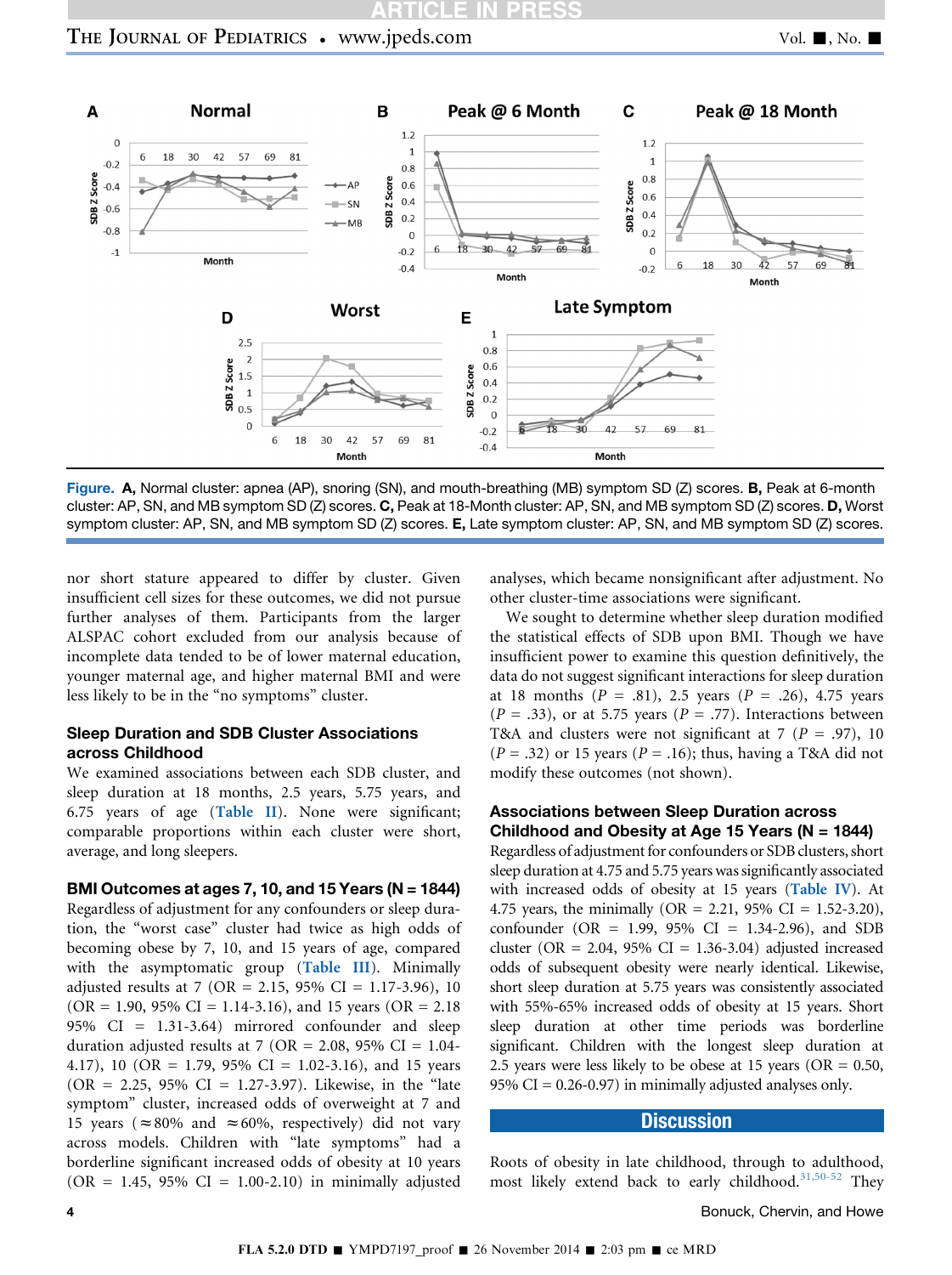Figure. **A,** Normal cluster: apnea (AP), snoring (SN), and mouth-breathing (MB) symptom SD (Z) scores. **B,** Peak at 6-month cluster: AP, SN, and MB symptom SD (Z) scores. **C,** Peak at 18-Month cluster: AP, SN, and MB symptom SD (Z) scores. **D,** Worst symptom cluster: AP, SN, and MB symptom SD (Z) scores. **E,** Late symptom cluster: AP, SN, and MB symptom SD (Z) scores.

nor short stature appeared to differ by cluster. Given insufficient cell sizes for these outcomes, we did not pursue further analyses of them. Participants from the larger ALSPAC cohort excluded from our analysis because of incomplete data tended to be of lower maternal education, younger maternal age, and higher maternal BMI and were less likely to be in the "no symptoms" cluster.

### Sleep Duration and SDB Cluster Associations across Childhood

We examined associations between each SDB cluster, and sleep duration at 18 months, 2.5 years, 5.75 years, and 6.75 years of age (Table II). None were significant; comparable proportions within each cluster were short, average, and long sleepers.

### BMI Outcomes at ages 7, 10, and 15 Years (N = 1844)

Regardless of adjustment for any confounders or sleep duration, the "worst case" cluster had twice as high odds of becoming obese by 7, 10, and 15 years of age, compared with the asymptomatic group (Table III). Minimally adjusted results at 7 (OR = 2.15, 95% CI = 1.17-3.96), 10 (OR = 1.90, 95% CI = 1.14-3.16), and 15 years (OR = 2.18 95% CI = 1.31-3.64) mirrored confounder and sleep duration adjusted results at 7 (OR = 2.08, 95% CI = 1.04-4.17), 10 (OR = 1.79, 95% CI = 1.02-3.16), and 15 years (OR = 2.25, 95% CI = 1.27-3.97). Likewise, in the "late symptom" cluster, increased odds of overweight at 7 and 15 years (≈80% and ≈60%, respectively) did not vary across models. Children with "late symptoms" had a borderline significant increased odds of obesity at 10 years (OR = 1.45, 95% CI = 1.00-2.10) in minimally adjusted analyses, which became nonsignificant after adjustment. No other cluster-time associations were significant.

We sought to determine whether sleep duration modified the statistical effects of SDB upon BMI. Though we have insufficient power to examine this question definitively, the data do not suggest significant interactions for sleep duration at 18 months ($P$ = .81), 2.5 years ($P$ = .26), 4.75 years ($P$ = .33), or at 5.75 years ($P$ = .77). Interactions between T&A and clusters were not significant at 7 ($P$ = .97), 10 ($P$ = .32) or 15 years ($P$ = .16); thus, having a T&A did not modify these outcomes (not shown).

### Associations between Sleep Duration across Childhood and Obesity at Age 15 Years (N = 1844)

Regardless of adjustment for confounders or SDB clusters, short sleep duration at 4.75 and 5.75 years was significantly associated with increased odds of obesity at 15 years (Table IV). At 4.75 years, the minimally (OR = 2.21, 95% CI = 1.52-3.20), confounder (OR = 1.99, 95% CI = 1.34-2.96), and SDB cluster (OR = 2.04, 95% CI = 1.36-3.04) adjusted increased odds of subsequent obesity were nearly identical. Likewise, short sleep duration at 5.75 years was consistently associated with 55%-65% increased odds of obesity at 15 years. Short sleep duration at other time periods was borderline significant. Children with the longest sleep duration at 2.5 years were less likely to be obese at 15 years (OR = 0.50, 95% CI = 0.26-0.97) in minimally adjusted analyses only.

## Discussion

Roots of obesity in late childhood, through to adulthood, most likely extend back to early childhood.[31,50-52] They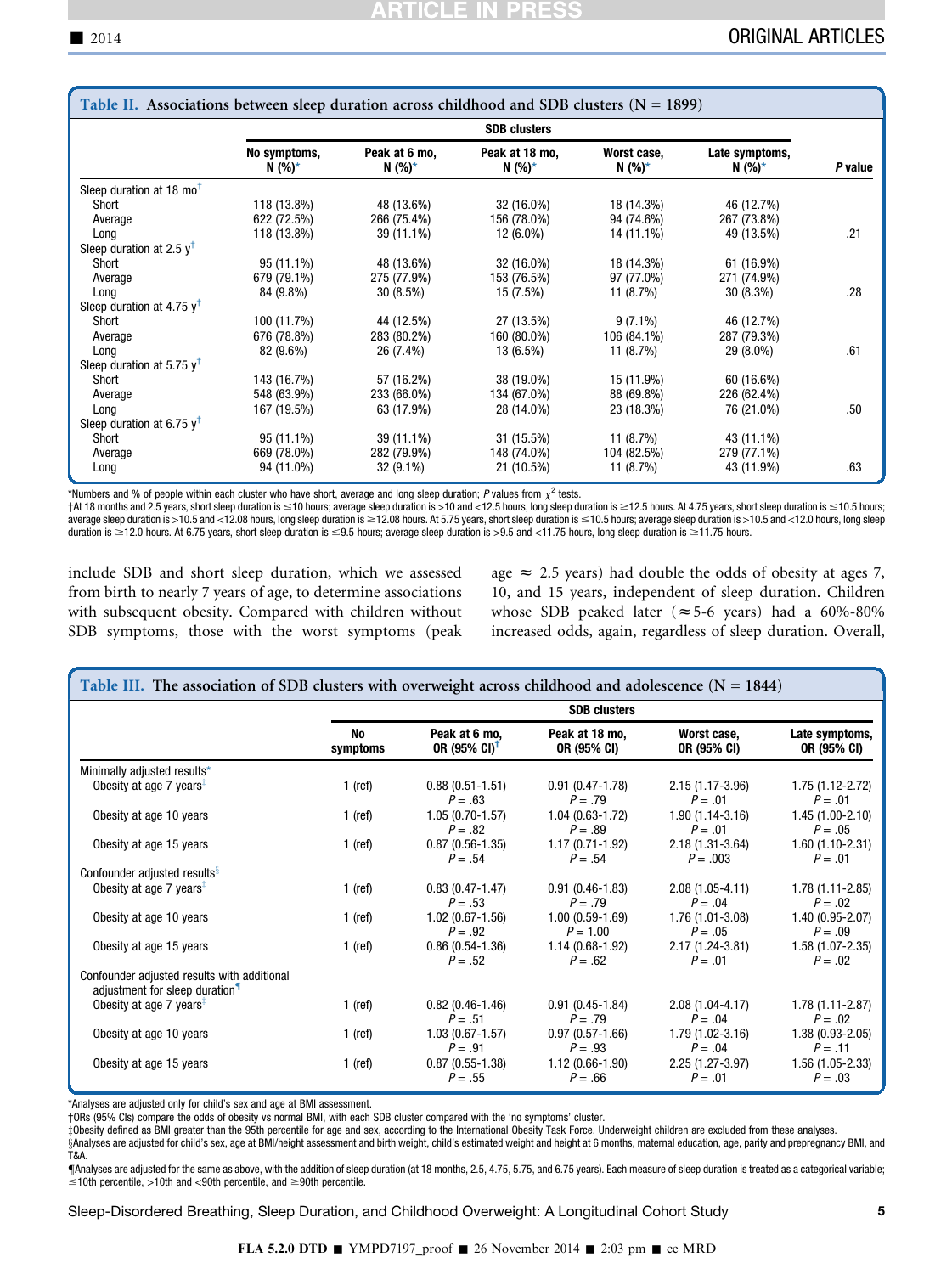**Table II. Associations between sleep duration across childhood and SDB clusters (N = 1899)**

| | SDB clusters | | | | | |
|---|---|---|---|---|---|---|
| | No symptoms, N (%)* | Peak at 6 mo, N (%)* | Peak at 18 mo, N (%)* | Worst case, N (%)* | Late symptoms, N (%)* | *P* value |
| Sleep duration at 18 mo† | | | | | | |
| Short | 118 (13.8%) | 48 (13.6%) | 32 (16.0%) | 18 (14.3%) | 46 (12.7%) | |
| Average | 622 (72.5%) | 266 (75.4%) | 156 (78.0%) | 94 (74.6%) | 267 (73.8%) | |
| Long | 118 (13.8%) | 39 (11.1%) | 12 (6.0%) | 14 (11.1%) | 49 (13.5%) | .21 |
| Sleep duration at 2.5 y† | | | | | | |
| Short | 95 (11.1%) | 48 (13.6%) | 32 (16.0%) | 18 (14.3%) | 61 (16.9%) | |
| Average | 679 (79.1%) | 275 (77.9%) | 153 (76.5%) | 97 (77.0%) | 271 (74.9%) | |
| Long | 84 (9.8%) | 30 (8.5%) | 15 (7.5%) | 11 (8.7%) | 30 (8.3%) | .28 |
| Sleep duration at 4.75 y† | | | | | | |
| Short | 100 (11.7%) | 44 (12.5%) | 27 (13.5%) | 9 (7.1%) | 46 (12.7%) | |
| Average | 676 (78.8%) | 283 (80.2%) | 160 (80.0%) | 106 (84.1%) | 287 (79.3%) | |
| Long | 82 (9.6%) | 26 (7.4%) | 13 (6.5%) | 11 (8.7%) | 29 (8.0%) | .61 |
| Sleep duration at 5.75 y† | | | | | | |
| Short | 143 (16.7%) | 57 (16.2%) | 38 (19.0%) | 15 (11.9%) | 60 (16.6%) | |
| Average | 548 (63.9%) | 233 (66.0%) | 134 (67.0%) | 88 (69.8%) | 226 (62.4%) | |
| Long | 167 (19.5%) | 63 (17.9%) | 28 (14.0%) | 23 (18.3%) | 76 (21.0%) | .50 |
| Sleep duration at 6.75 y† | | | | | | |
| Short | 95 (11.1%) | 39 (11.1%) | 31 (15.5%) | 11 (8.7%) | 43 (11.1%) | |
| Average | 669 (78.0%) | 282 (79.9%) | 148 (74.0%) | 104 (82.5%) | 279 (77.1%) | |
| Long | 94 (11.0%) | 32 (9.1%) | 21 (10.5%) | 11 (8.7%) | 43 (11.9%) | .63 |

*Numbers and % of people within each cluster who have short, average and long sleep duration; *P* values from $\chi^2$ tests.
†At 18 months and 2.5 years, short sleep duration is ≤10 hours; average sleep duration is >10 and <12.5 hours, long sleep duration is ≥12.5 hours. At 4.75 years, short sleep duration is ≤10.5 hours; average sleep duration is >10.5 and <12.08 hours, long sleep duration is ≥12.08 hours. At 5.75 years, short sleep duration is ≤10.5 hours; average sleep duration is >10.5 and <12.0 hours, long sleep duration is ≥12.0 hours. At 6.75 years, short sleep duration is ≤9.5 hours; average sleep duration is >9.5 and <11.75 hours, long sleep duration is ≥11.75 hours.

include SDB and short sleep duration, which we assessed from birth to nearly 7 years of age, to determine associations with subsequent obesity. Compared with children without SDB symptoms, those with the worst symptoms (peak age ≈ 2.5 years) had double the odds of obesity at ages 7, 10, and 15 years, independent of sleep duration. Children whose SDB peaked later (≈5-6 years) had a 60%-80% increased odds, again, regardless of sleep duration. Overall,

**Table III. The association of SDB clusters with overweight across childhood and adolescence (N = 1844)**

| | SDB clusters | | | | |
|---|---|---|---|---|---|
| | No symptoms | Peak at 6 mo, OR (95% CI)† | Peak at 18 mo, OR (95% CI) | Worst case, OR (95% CI) | Late symptoms, OR (95% CI) |
| Minimally adjusted results* | | | | | |
| Obesity at age 7 years‡ | 1 (ref) | 0.88 (0.51-1.51) *P* = .63 | 0.91 (0.47-1.78) *P* = .79 | 2.15 (1.17-3.96) *P* = .01 | 1.75 (1.12-2.72) *P* = .01 |
| Obesity at age 10 years | 1 (ref) | 1.05 (0.70-1.57) *P* = .82 | 1.04 (0.63-1.72) *P* = .89 | 1.90 (1.14-3.16) *P* = .01 | 1.45 (1.00-2.10) *P* = .05 |
| Obesity at age 15 years | 1 (ref) | 0.87 (0.56-1.35) *P* = .54 | 1.17 (0.71-1.92) *P* = .54 | 2.18 (1.31-3.64) *P* = .003 | 1.60 (1.10-2.31) *P* = .01 |
| Confounder adjusted results§ | | | | | |
| Obesity at age 7 years‡ | 1 (ref) | 0.83 (0.47-1.47) *P* = .53 | 0.91 (0.46-1.83) *P* = .79 | 2.08 (1.05-4.11) *P* = .04 | 1.78 (1.11-2.85) *P* = .02 |
| Obesity at age 10 years | 1 (ref) | 1.02 (0.67-1.56) *P* = .92 | 1.00 (0.59-1.69) *P* = 1.00 | 1.76 (1.01-3.08) *P* = .05 | 1.40 (0.95-2.07) *P* = .09 |
| Obesity at age 15 years | 1 (ref) | 0.86 (0.54-1.36) *P* = .52 | 1.14 (0.68-1.92) *P* = .62 | 2.17 (1.24-3.81) *P* = .01 | 1.58 (1.07-2.35) *P* = .02 |
| Confounder adjusted results with additional adjustment for sleep duration¶ | | | | | |
| Obesity at age 7 years‡ | 1 (ref) | 0.82 (0.46-1.46) *P* = .51 | 0.91 (0.45-1.84) *P* = .79 | 2.08 (1.04-4.17) *P* = .04 | 1.78 (1.11-2.87) *P* = .02 |
| Obesity at age 10 years | 1 (ref) | 1.03 (0.67-1.57) *P* = .91 | 0.97 (0.57-1.66) *P* = .93 | 1.79 (1.02-3.16) *P* = .04 | 1.38 (0.93-2.05) *P* = .11 |
| Obesity at age 15 years | 1 (ref) | 0.87 (0.55-1.38) *P* = .55 | 1.12 (0.66-1.90) *P* = .66 | 2.25 (1.27-3.97) *P* = .01 | 1.56 (1.05-2.33) *P* = .03 |

*Analyses are adjusted only for child's sex and age at BMI assessment.
†ORs (95% CIs) compare the odds of obesity vs normal BMI, with each SDB cluster compared with the 'no symptoms' cluster.
‡Obesity defined as BMI greater than the 95th percentile for age and sex, according to the International Obesity Task Force. Underweight children are excluded from these analyses.
§Analyses are adjusted for child's sex, age at BMI/height assessment and birth weight, child's estimated weight and height at 6 months, maternal education, age, parity and prepregnancy BMI, and T&A.
¶Analyses are adjusted for the same as above, with the addition of sleep duration (at 18 months, 2.5, 4.75, 5.75, and 6.75 years). Each measure of sleep duration is treated as a categorical variable; ≤10th percentile, >10th and <90th percentile, and ≥90th percentile.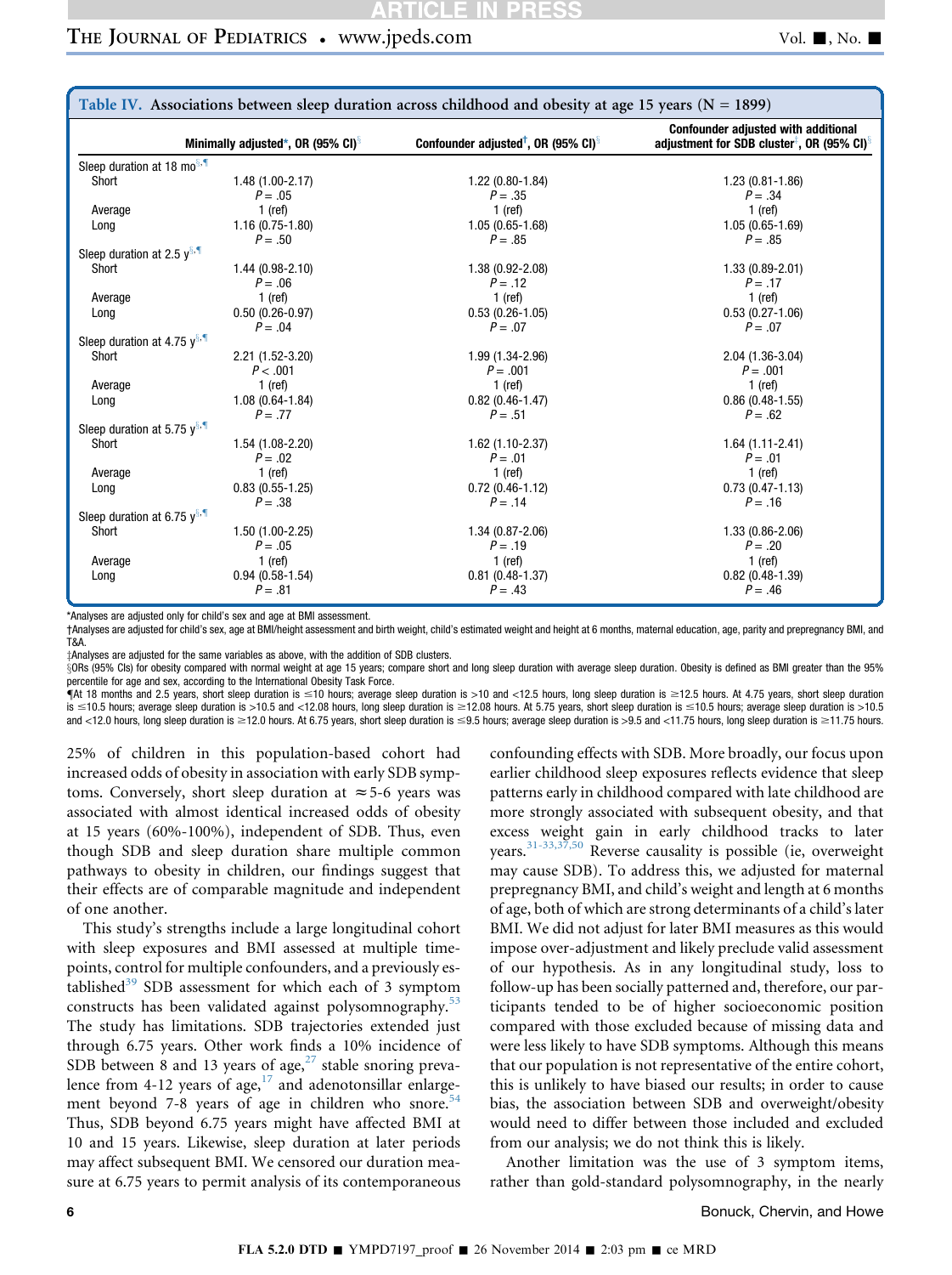**Table IV. Associations between sleep duration across childhood and obesity at age 15 years (N = 1899)**

| | Minimally adjusted*, OR (95% CI)§ | Confounder adjusted†, OR (95% CI)§ | Confounder adjusted with additional adjustment for SDB cluster‡, OR (95% CI)§ |
|---|---|---|---|
| Sleep duration at 18 mo§,¶ | | | |
| Short | 1.48 (1.00-2.17) $P = .05$ | 1.22 (0.80-1.84) $P = .35$ | 1.23 (0.81-1.86) $P = .34$ |
| Average | 1 (ref) | 1 (ref) | 1 (ref) |
| Long | 1.16 (0.75-1.80) $P = .50$ | 1.05 (0.65-1.68) $P = .85$ | 1.05 (0.65-1.69) $P = .85$ |
| Sleep duration at 2.5 y§,¶ | | | |
| Short | 1.44 (0.98-2.10) $P = .06$ | 1.38 (0.92-2.08) $P = .12$ | 1.33 (0.89-2.01) $P = .17$ |
| Average | 1 (ref) | 1 (ref) | 1 (ref) |
| Long | 0.50 (0.26-0.97) $P = .04$ | 0.53 (0.26-1.05) $P = .07$ | 0.53 (0.27-1.06) $P = .07$ |
| Sleep duration at 4.75 y§,¶ | | | |
| Short | 2.21 (1.52-3.20) $P < .001$ | 1.99 (1.34-2.96) $P = .001$ | 2.04 (1.36-3.04) $P = .001$ |
| Average | 1 (ref) | 1 (ref) | 1 (ref) |
| Long | 1.08 (0.64-1.84) $P = .77$ | 0.82 (0.46-1.47) $P = .51$ | 0.86 (0.48-1.55) $P = .62$ |
| Sleep duration at 5.75 y§,¶ | | | |
| Short | 1.54 (1.08-2.20) $P = .02$ | 1.62 (1.10-2.37) $P = .01$ | 1.64 (1.11-2.41) $P = .01$ |
| Average | 1 (ref) | 1 (ref) | 1 (ref) |
| Long | 0.83 (0.55-1.25) $P = .38$ | 0.72 (0.46-1.12) $P = .14$ | 0.73 (0.47-1.13) $P = .16$ |
| Sleep duration at 6.75 y§,¶ | | | |
| Short | 1.50 (1.00-2.25) $P = .05$ | 1.34 (0.87-2.06) $P = .19$ | 1.33 (0.86-2.06) $P = .20$ |
| Average | 1 (ref) | 1 (ref) | 1 (ref) |
| Long | 0.94 (0.58-1.54) $P = .81$ | 0.81 (0.48-1.37) $P = .43$ | 0.82 (0.48-1.39) $P = .46$ |

*Analyses are adjusted only for child's sex and age at BMI assessment.

†Analyses are adjusted for child's sex, age at BMI/height assessment and birth weight, child's estimated weight and height at 6 months, maternal education, age, parity and prepregnancy BMI, and T&A.

‡Analyses are adjusted for the same variables as above, with the addition of SDB clusters.

§ORs (95% CIs) for obesity compared with normal weight at age 15 years; compare short and long sleep duration with average sleep duration. Obesity is defined as BMI greater than the 95% percentile for age and sex, according to the International Obesity Task Force.

¶At 18 months and 2.5 years, short sleep duration is ≤10 hours; average sleep duration is >10 and <12.5 hours, long sleep duration is ≥12.5 hours. At 4.75 years, short sleep duration is ≤10.5 hours; average sleep duration is >10.5 and <12.08 hours, long sleep duration is ≥12.08 hours. At 5.75 years, short sleep duration is ≤10.5 hours; average sleep duration is >10.5 and <12.0 hours, long sleep duration is ≥12.0 hours. At 6.75 years, short sleep duration is ≤9.5 hours; average sleep duration is >9.5 and <11.75 hours, long sleep duration is ≥11.75 hours.

25% of children in this population-based cohort had increased odds of obesity in association with early SDB symptoms. Conversely, short sleep duration at ≈5-6 years was associated with almost identical increased odds of obesity at 15 years (60%-100%), independent of SDB. Thus, even though SDB and sleep duration share multiple common pathways to obesity in children, our findings suggest that their effects are of comparable magnitude and independent of one another.

This study's strengths include a large longitudinal cohort with sleep exposures and BMI assessed at multiple time-points, control for multiple confounders, and a previously established[39] SDB assessment for which each of 3 symptom constructs has been validated against polysomnography.[53] The study has limitations. SDB trajectories extended just through 6.75 years. Other work finds a 10% incidence of SDB between 8 and 13 years of age,[27] stable snoring prevalence from 4-12 years of age,[17] and adenotonsillar enlargement beyond 7-8 years of age in children who snore.[54] Thus, SDB beyond 6.75 years might have affected BMI at 10 and 15 years. Likewise, sleep duration at later periods may affect subsequent BMI. We censored our duration measure at 6.75 years to permit analysis of its contemporaneous confounding effects with SDB. More broadly, our focus upon earlier childhood sleep exposures reflects evidence that sleep patterns early in childhood compared with late childhood are more strongly associated with subsequent obesity, and that excess weight gain in early childhood tracks to later years.[31-33,37,50] Reverse causality is possible (ie, overweight may cause SDB). To address this, we adjusted for maternal prepregnancy BMI, and child's weight and length at 6 months of age, both of which are strong determinants of a child's later BMI. We did not adjust for later BMI measures as this would impose over-adjustment and likely preclude valid assessment of our hypothesis. As in any longitudinal study, loss to follow-up has been socially patterned and, therefore, our participants tended to be of higher socioeconomic position compared with those excluded because of missing data and were less likely to have SDB symptoms. Although this means that our population is not representative of the entire cohort, this is unlikely to have biased our results; in order to cause bias, the association between SDB and overweight/obesity would need to differ between those included and excluded from our analysis; we do not think this is likely.

Another limitation was the use of 3 symptom items, rather than gold-standard polysomnography, in the nearly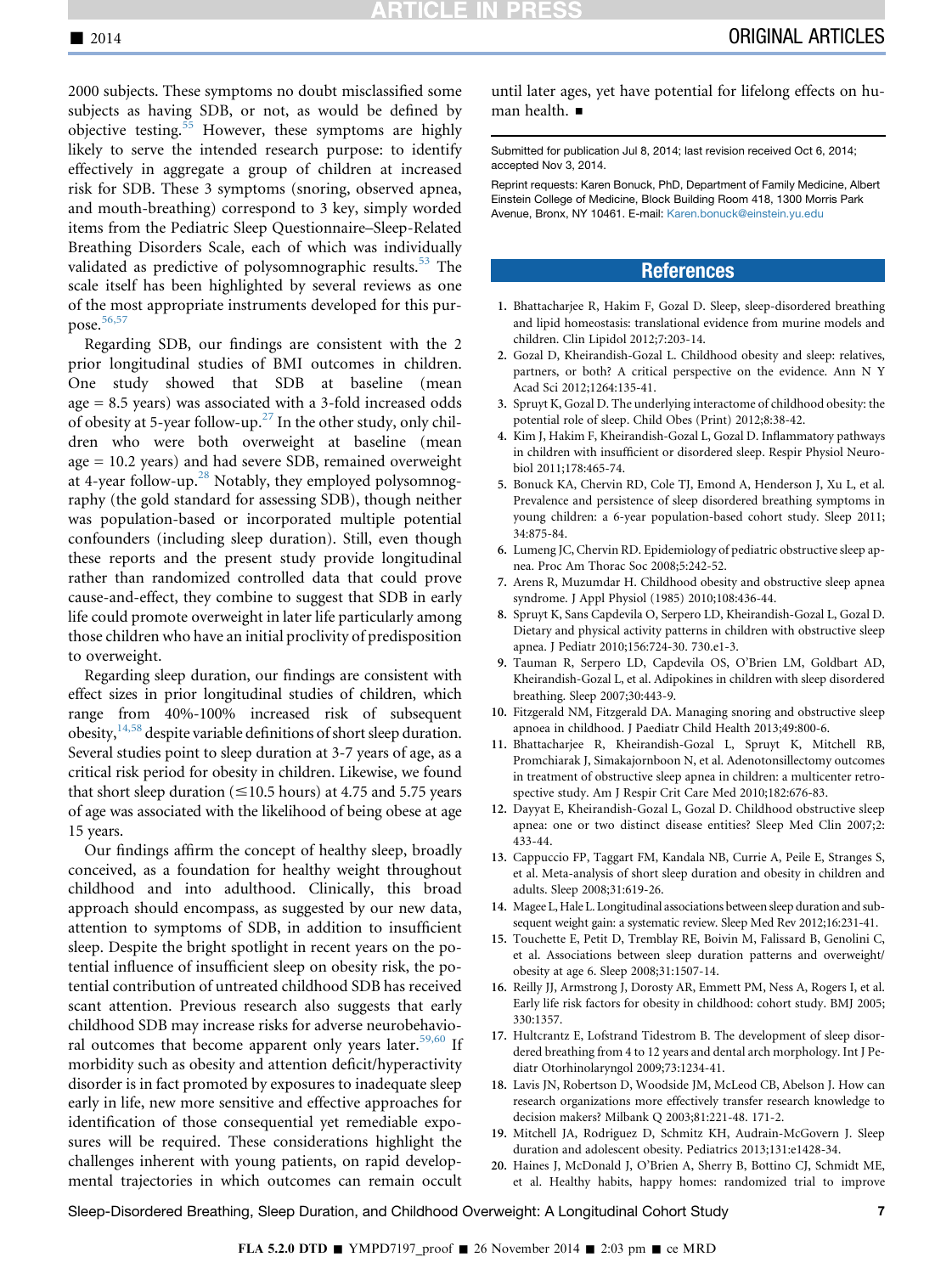2000 subjects. These symptoms no doubt misclassified some subjects as having SDB, or not, as would be defined by objective testing.[55] However, these symptoms are highly likely to serve the intended research purpose: to identify effectively in aggregate a group of children at increased risk for SDB. These 3 symptoms (snoring, observed apnea, and mouth-breathing) correspond to 3 key, simply worded items from the Pediatric Sleep Questionnaire–Sleep-Related Breathing Disorders Scale, each of which was individually validated as predictive of polysomnographic results.[53] The scale itself has been highlighted by several reviews as one of the most appropriate instruments developed for this purpose.[56,57]

Regarding SDB, our findings are consistent with the 2 prior longitudinal studies of BMI outcomes in children. One study showed that SDB at baseline (mean age = 8.5 years) was associated with a 3-fold increased odds of obesity at 5-year follow-up.[27] In the other study, only children who were both overweight at baseline (mean age = 10.2 years) and had severe SDB, remained overweight at 4-year follow-up.[28] Notably, they employed polysomnography (the gold standard for assessing SDB), though neither was population-based or incorporated multiple potential confounders (including sleep duration). Still, even though these reports and the present study provide longitudinal rather than randomized controlled data that could prove cause-and-effect, they combine to suggest that SDB in early life could promote overweight in later life particularly among those children who have an initial proclivity of predisposition to overweight.

Regarding sleep duration, our findings are consistent with effect sizes in prior longitudinal studies of children, which range from 40%-100% increased risk of subsequent obesity,[14,58] despite variable definitions of short sleep duration. Several studies point to sleep duration at 3-7 years of age, as a critical risk period for obesity in children. Likewise, we found that short sleep duration (≤10.5 hours) at 4.75 and 5.75 years of age was associated with the likelihood of being obese at age 15 years.

Our findings affirm the concept of healthy sleep, broadly conceived, as a foundation for healthy weight throughout childhood and into adulthood. Clinically, this broad approach should encompass, as suggested by our new data, attention to symptoms of SDB, in addition to insufficient sleep. Despite the bright spotlight in recent years on the potential influence of insufficient sleep on obesity risk, the potential contribution of untreated childhood SDB has received scant attention. Previous research also suggests that early childhood SDB may increase risks for adverse neurobehavioral outcomes that become apparent only years later.[59,60] If morbidity such as obesity and attention deficit/hyperactivity disorder is in fact promoted by exposures to inadequate sleep early in life, new more sensitive and effective approaches for identification of those consequential yet remediable exposures will be required. These considerations highlight the challenges inherent with young patients, on rapid developmental trajectories in which outcomes can remain occult until later ages, yet have potential for lifelong effects on human health. ■

Submitted for publication Jul 8, 2014; last revision received Oct 6, 2014; accepted Nov 3, 2014.

Reprint requests: Karen Bonuck, PhD, Department of Family Medicine, Albert Einstein College of Medicine, Block Building Room 418, 1300 Morris Park Avenue, Bronx, NY 10461. E-mail: Karen.bonuck@einstein.yu.edu

## References

1. Bhattacharjee R, Hakim F, Gozal D. Sleep, sleep-disordered breathing and lipid homeostasis: translational evidence from murine models and children. Clin Lipidol 2012;7:203-14.
2. Gozal D, Kheirandish-Gozal L. Childhood obesity and sleep: relatives, partners, or both? A critical perspective on the evidence. Ann N Y Acad Sci 2012;1264:135-41.
3. Spruyt K, Gozal D. The underlying interactome of childhood obesity: the potential role of sleep. Child Obes (Print) 2012;8:38-42.
4. Kim J, Hakim F, Kheirandish-Gozal L, Gozal D. Inflammatory pathways in children with insufficient or disordered sleep. Respir Physiol Neurobiol 2011;178:465-74.
5. Bonuck KA, Chervin RD, Cole TJ, Emond A, Henderson J, Xu L, et al. Prevalence and persistence of sleep disordered breathing symptoms in young children: a 6-year population-based cohort study. Sleep 2011; 34:875-84.
6. Lumeng JC, Chervin RD. Epidemiology of pediatric obstructive sleep apnea. Proc Am Thorac Soc 2008;5:242-52.
7. Arens R, Muzumdar H. Childhood obesity and obstructive sleep apnea syndrome. J Appl Physiol (1985) 2010;108:436-44.
8. Spruyt K, Sans Capdevila O, Serpero LD, Kheirandish-Gozal L, Gozal D. Dietary and physical activity patterns in children with obstructive sleep apnea. J Pediatr 2010;156:724-30. 730.e1-3.
9. Tauman R, Serpero LD, Capdevila OS, O'Brien LM, Goldbart AD, Kheirandish-Gozal L, et al. Adipokines in children with sleep disordered breathing. Sleep 2007;30:443-9.
10. Fitzgerald NM, Fitzgerald DA. Managing snoring and obstructive sleep apnoea in childhood. J Paediatr Child Health 2013;49:800-6.
11. Bhattacharjee R, Kheirandish-Gozal L, Spruyt K, Mitchell RB, Promchiarak J, Simakajornboon N, et al. Adenotonsillectomy outcomes in treatment of obstructive sleep apnea in children: a multicenter retrospective study. Am J Respir Crit Care Med 2010;182:676-83.
12. Dayyat E, Kheirandish-Gozal L, Gozal D. Childhood obstructive sleep apnea: one or two distinct disease entities? Sleep Med Clin 2007;2: 433-44.
13. Cappuccio FP, Taggart FM, Kandala NB, Currie A, Peile E, Stranges S, et al. Meta-analysis of short sleep duration and obesity in children and adults. Sleep 2008;31:619-26.
14. Magee L, Hale L. Longitudinal associations between sleep duration and subsequent weight gain: a systematic review. Sleep Med Rev 2012;16:231-41.
15. Touchette E, Petit D, Tremblay RE, Boivin M, Falissard B, Genolini C, et al. Associations between sleep duration patterns and overweight/obesity at age 6. Sleep 2008;31:1507-14.
16. Reilly JJ, Armstrong J, Dorosty AR, Emmett PM, Ness A, Rogers I, et al. Early life risk factors for obesity in childhood: cohort study. BMJ 2005; 330:1357.
17. Hultcrantz E, Lofstrand Tidestrom B. The development of sleep disordered breathing from 4 to 12 years and dental arch morphology. Int J Pediatr Otorhinolaryngol 2009;73:1234-41.
18. Lavis JN, Robertson D, Woodside JM, McLeod CB, Abelson J. How can research organizations more effectively transfer research knowledge to decision makers? Milbank Q 2003;81:221-48. 171-2.
19. Mitchell JA, Rodriguez D, Schmitz KH, Audrain-McGovern J. Sleep duration and adolescent obesity. Pediatrics 2013;131:e1428-34.
20. Haines J, McDonald J, O'Brien A, Sherry B, Bottino CJ, Schmidt ME, et al. Healthy habits, happy homes: randomized trial to improve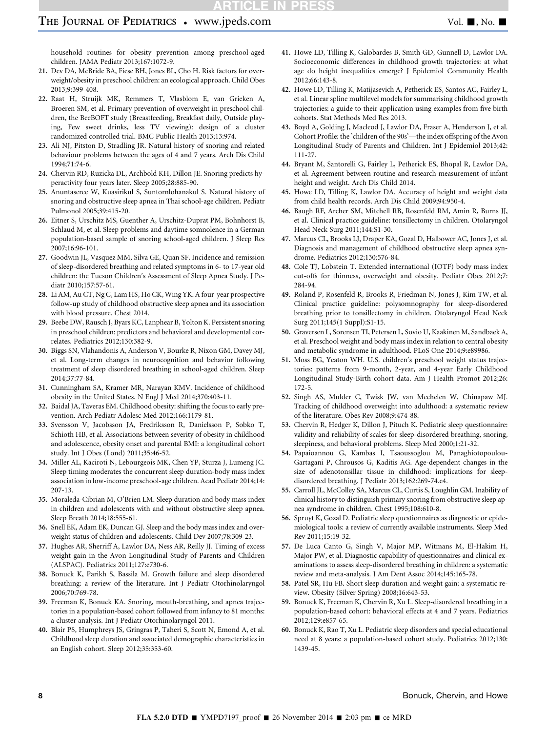household routines for obesity prevention among preschool-aged children. JAMA Pediatr 2013;167:1072-9.

21. Dev DA, McBride BA, Fiese BH, Jones BL, Cho H. Risk factors for overweight/obesity in preschool children: an ecological approach. Child Obes 2013;9:399-408.
22. Raat H, Struijk MK, Remmers T, Vlasblom E, van Grieken A, Broeren SM, et al. Primary prevention of overweight in preschool children, the BeeBOFT study (Breastfeeding, Breakfast daily, Outside playing, Few sweet drinks, less TV viewing): design of a cluster randomized controlled trial. BMC Public Health 2013;13:974.
23. Ali NJ, Pitston D, Stradling JR. Natural history of snoring and related behaviour problems between the ages of 4 and 7 years. Arch Dis Child 1994;71:74-6.
24. Chervin RD, Ruzicka DL, Archbold KH, Dillon JE. Snoring predicts hyperactivity four years later. Sleep 2005;28:885-90.
25. Anuntaseree W, Kuasirikul S, Suntornlohanakul S. Natural history of snoring and obstructive sleep apnea in Thai school-age children. Pediatr Pulmonol 2005;39:415-20.
26. Eitner S, Urschitz MS, Guenther A, Urschitz-Duprat PM, Bohnhorst B, Schlaud M, et al. Sleep problems and daytime somnolence in a German population-based sample of snoring school-aged children. J Sleep Res 2007;16:96-101.
27. Goodwin JL, Vasquez MM, Silva GE, Quan SF. Incidence and remission of sleep-disordered breathing and related symptoms in 6- to 17-year old children: the Tucson Children's Assessment of Sleep Apnea Study. J Pediatr 2010;157:57-61.
28. Li AM, Au CT, Ng C, Lam HS, Ho CK, Wing YK. A four-year prospective follow-up study of childhood obstructive sleep apnea and its association with blood pressure. Chest 2014.
29. Beebe DW, Rausch J, Byars KC, Lanphear B, Yolton K. Persistent snoring in preschool children: predictors and behavioral and developmental correlates. Pediatrics 2012;130:382-9.
30. Biggs SN, Vlahandonis A, Anderson V, Bourke R, Nixon GM, Davey MJ, et al. Long-term changes in neurocognition and behavior following treatment of sleep disordered breathing in school-aged children. Sleep 2014;37:77-84.
31. Cunningham SA, Kramer MR, Narayan KMV. Incidence of childhood obesity in the United States. N Engl J Med 2014;370:403-11.
32. Baidal JA, Taveras EM. Childhood obesity: shifting the focus to early prevention. Arch Pediatr Adolesc Med 2012;166:1179-81.
33. Svensson V, Jacobsson JA, Fredriksson R, Danielsson P, Sobko T, Schioth HB, et al. Associations between severity of obesity in childhood and adolescence, obesity onset and parental BMI: a longitudinal cohort study. Int J Obes (Lond) 2011;35:46-52.
34. Miller AL, Kaciroti N, Lebourgeois MK, Chen YP, Sturza J, Lumeng JC. Sleep timing moderates the concurrent sleep duration-body mass index association in low-income preschool-age children. Acad Pediatr 2014;14:207-13.
35. Moraleda-Cibrian M, O'Brien LM. Sleep duration and body mass index in children and adolescents with and without obstructive sleep apnea. Sleep Breath 2014;18:555-61.
36. Snell EK, Adam EK, Duncan GJ. Sleep and the body mass index and overweight status of children and adolescents. Child Dev 2007;78:309-23.
37. Hughes AR, Sherriff A, Lawlor DA, Ness AR, Reilly JJ. Timing of excess weight gain in the Avon Longitudinal Study of Parents and Children (ALSPAC). Pediatrics 2011;127:e730-6.
38. Bonuck K, Parikh S, Bassila M. Growth failure and sleep disordered breathing: a review of the literature. Int J Pediatr Otorhinolaryngol 2006;70:769-78.
39. Freeman K, Bonuck KA. Snoring, mouth-breathing, and apnea trajectories in a population-based cohort followed from infancy to 81 months: a cluster analysis. Int J Pediatr Otorhinolaryngol 2011.
40. Blair PS, Humphreys JS, Gringras P, Taheri S, Scott N, Emond A, et al. Childhood sleep duration and associated demographic characteristics in an English cohort. Sleep 2012;35:353-60.
41. Howe LD, Tilling K, Galobardes B, Smith GD, Gunnell D, Lawlor DA. Socioeconomic differences in childhood growth trajectories: at what age do height inequalities emerge? J Epidemiol Community Health 2012;66:143-8.
42. Howe LD, Tilling K, Matijasevich A, Petherick ES, Santos AC, Fairley L, et al. Linear spline multilevel models for summarising childhood growth trajectories: a guide to their application using examples from five birth cohorts. Stat Methods Med Res 2013.
43. Boyd A, Golding J, Macleod J, Lawlor DA, Fraser A, Henderson J, et al. Cohort Profile: the 'children of the 90s'—the index offspring of the Avon Longitudinal Study of Parents and Children. Int J Epidemiol 2013;42:111-27.
44. Bryant M, Santorelli G, Fairley L, Petherick ES, Bhopal R, Lawlor DA, et al. Agreement between routine and research measurement of infant height and weight. Arch Dis Child 2014.
45. Howe LD, Tilling K, Lawlor DA. Accuracy of height and weight data from child health records. Arch Dis Child 2009;94:950-4.
46. Baugh RF, Archer SM, Mitchell RB, Rosenfeld RM, Amin R, Burns JJ, et al. Clinical practice guideline: tonsillectomy in children. Otolaryngol Head Neck Surg 2011;144:S1-30.
47. Marcus CL, Brooks LJ, Draper KA, Gozal D, Halbower AC, Jones J, et al. Diagnosis and management of childhood obstructive sleep apnea syndrome. Pediatrics 2012;130:576-84.
48. Cole TJ, Lobstein T. Extended international (IOTF) body mass index cut-offs for thinness, overweight and obesity. Pediatr Obes 2012;7:284-94.
49. Roland P, Rosenfeld R, Brooks R, Friedman N, Jones J, Kim TW, et al. Clinical practice guideline: polysomnography for sleep-disordered breathing prior to tonsillectomy in children. Otolaryngol Head Neck Surg 2011;145(1 Suppl):S1-15.
50. Graversen L, Sorensen TI, Petersen L, Sovio U, Kaakinen M, Sandbaek A, et al. Preschool weight and body mass index in relation to central obesity and metabolic syndrome in adulthood. PLoS One 2014;9:e89986.
51. Moss BG, Yeaton WH. U.S. children's preschool weight status trajectories: patterns from 9-month, 2-year, and 4-year Early Childhood Longitudinal Study-Birth cohort data. Am J Health Promot 2012;26:172-5.
52. Singh AS, Mulder C, Twisk JW, van Mechelen W, Chinapaw MJ. Tracking of childhood overweight into adulthood: a systematic review of the literature. Obes Rev 2008;9:474-88.
53. Chervin R, Hedger K, Dillon J, Pituch K. Pediatric sleep questionnaire: validity and reliability of scales for sleep-disordered breathing, snoring, sleepiness, and behavioral problems. Sleep Med 2000;1:21-32.
54. Papaioannou G, Kambas I, Tsaoussoglou M, Panaghiotopoulou-Gartagani P, Chrousos G, Kaditis AG. Age-dependent changes in the size of adenotonsillar tissue in childhood: implications for sleep-disordered breathing. J Pediatr 2013;162:269-74.e4.
55. Carroll JL, McColley SA, Marcus CL, Curtis S, Loughlin GM. Inability of clinical history to distinguish primary snoring from obstructive sleep apnea syndrome in children. Chest 1995;108:610-8.
56. Spruyt K, Gozal D. Pediatric sleep questionnaires as diagnostic or epidemiological tools: a review of currently available instruments. Sleep Med Rev 2011;15:19-32.
57. De Luca Canto G, Singh V, Major MP, Witmans M, El-Hakim H, Major PW, et al. Diagnostic capability of questionnaires and clinical examinations to assess sleep-disordered breathing in children: a systematic review and meta-analysis. J Am Dent Assoc 2014;145:165-78.
58. Patel SR, Hu FB. Short sleep duration and weight gain: a systematic review. Obesity (Silver Spring) 2008;16:643-53.
59. Bonuck K, Freeman K, Chervin R, Xu L. Sleep-disordered breathing in a population-based cohort: behavioral effects at 4 and 7 years. Pediatrics 2012;129:e857-65.
60. Bonuck K, Rao T, Xu L. Pediatric sleep disorders and special educational need at 8 years: a population-based cohort study. Pediatrics 2012;130:1439-45.